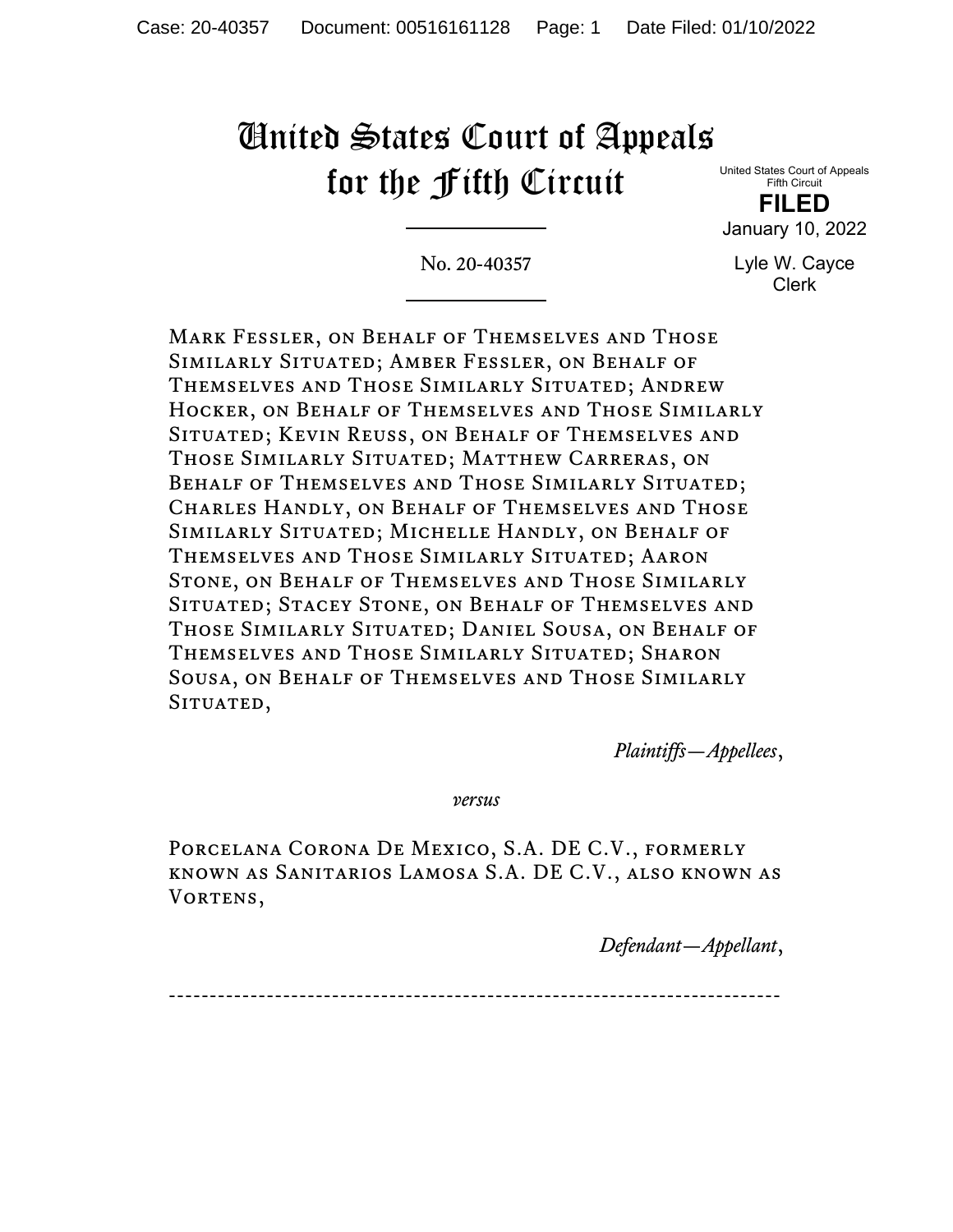# United States Court of Appeals for the Fifth Circuit

United States Court of Appeals
Fifth Circuit

**FILED**

January 10, 2022

Lyle W. Cayce
Clerk

---

No. 20-40357

---

Mark Fessler, on Behalf of Themselves and Those Similarly Situated; Amber Fessler, on Behalf of Themselves and Those Similarly Situated; Andrew Hocker, on Behalf of Themselves and Those Similarly Situated; Kevin Reuss, on Behalf of Themselves and Those Similarly Situated; Matthew Carreras, on Behalf of Themselves and Those Similarly Situated; Charles Handly, on Behalf of Themselves and Those Similarly Situated; Michelle Handly, on Behalf of Themselves and Those Similarly Situated; Aaron Stone, on Behalf of Themselves and Those Similarly Situated; Stacey Stone, on Behalf of Themselves and Those Similarly Situated; Daniel Sousa, on Behalf of Themselves and Those Similarly Situated; Sharon Sousa, on Behalf of Themselves and Those Similarly Situated,

*Plaintiffs—Appellees*,

*versus*

Porcelana Corona De Mexico, S.A. DE C.V., formerly known as Sanitarios Lamosa S.A. DE C.V., also known as Vortens,

*Defendant—Appellant*,

---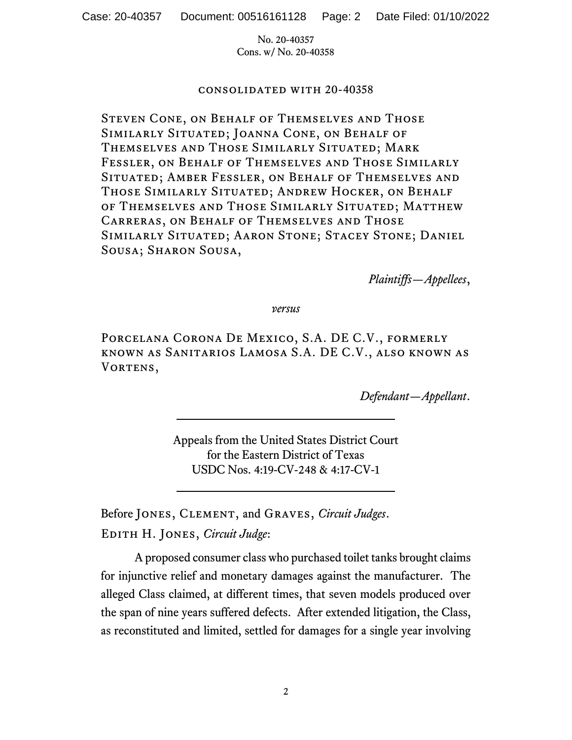No. 20-40357
Cons. w/ No. 20-40358

consolidated with 20-40358

Steven Cone, on Behalf of Themselves and Those Similarly Situated; Joanna Cone, on Behalf of Themselves and Those Similarly Situated; Mark Fessler, on Behalf of Themselves and Those Similarly Situated; Amber Fessler, on Behalf of Themselves and Those Similarly Situated; Andrew Hocker, on Behalf of Themselves and Those Similarly Situated; Matthew Carreras, on Behalf of Themselves and Those Similarly Situated; Aaron Stone; Stacey Stone; Daniel Sousa; Sharon Sousa,

*Plaintiffs—Appellees*,

*versus*

Porcelana Corona De Mexico, S.A. DE C.V., formerly known as Sanitarios Lamosa S.A. DE C.V., also known as Vortens,

*Defendant—Appellant*.

---

Appeals from the United States District Court
for the Eastern District of Texas
USDC Nos. 4:19-CV-248 & 4:17-CV-1

---

Before Jones, Clement, and Graves, *Circuit Judges*.

Edith H. Jones, *Circuit Judge*:

A proposed consumer class who purchased toilet tanks brought claims for injunctive relief and monetary damages against the manufacturer. The alleged Class claimed, at different times, that seven models produced over the span of nine years suffered defects. After extended litigation, the Class, as reconstituted and limited, settled for damages for a single year involving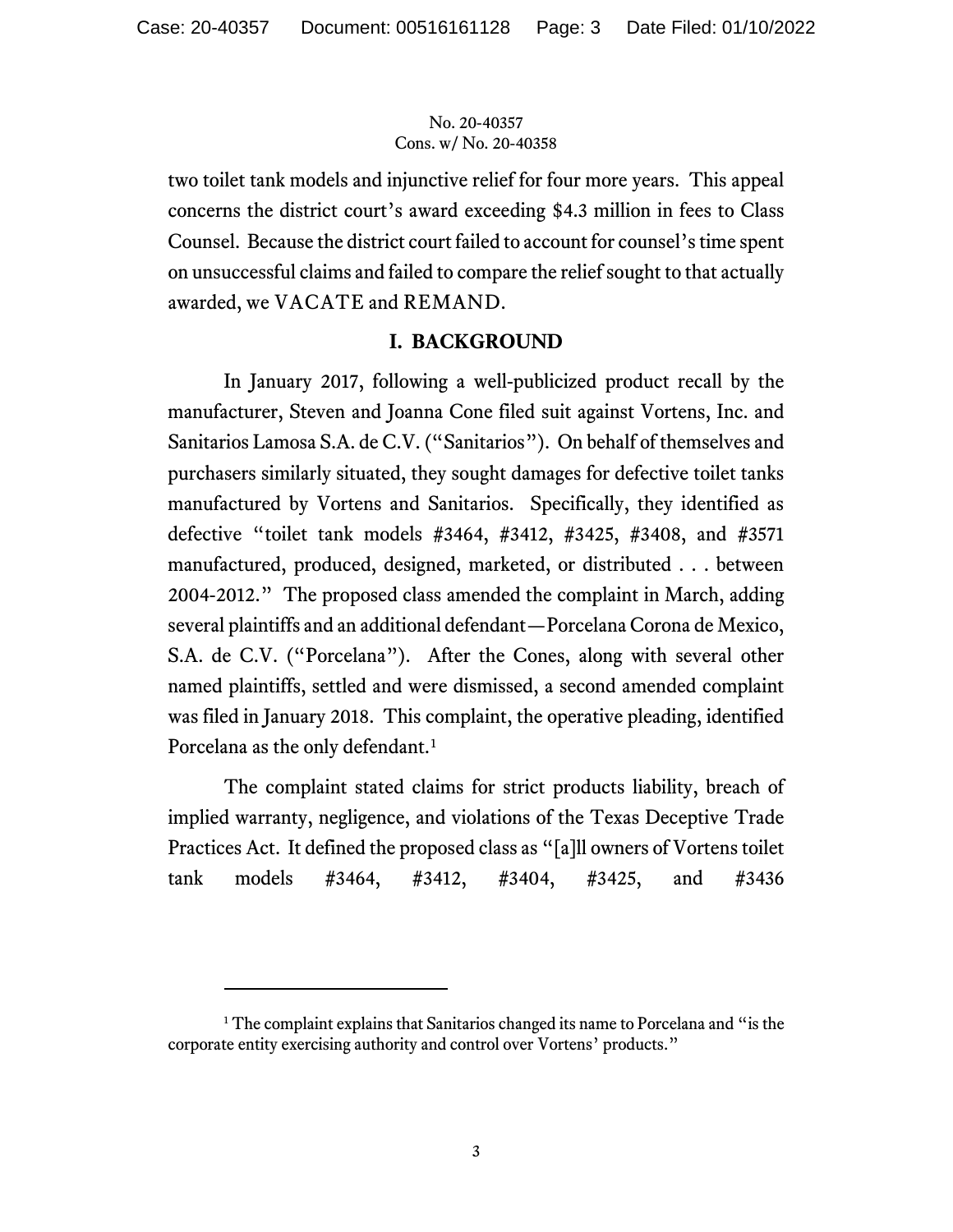two toilet tank models and injunctive relief for four more years. This appeal concerns the district court's award exceeding $4.3 million in fees to Class Counsel. Because the district court failed to account for counsel's time spent on unsuccessful claims and failed to compare the relief sought to that actually awarded, we VACATE and REMAND.

## I. BACKGROUND

In January 2017, following a well-publicized product recall by the manufacturer, Steven and Joanna Cone filed suit against Vortens, Inc. and Sanitarios Lamosa S.A. de C.V. ("Sanitarios"). On behalf of themselves and purchasers similarly situated, they sought damages for defective toilet tanks manufactured by Vortens and Sanitarios. Specifically, they identified as defective "toilet tank models #3464, #3412, #3425, #3408, and #3571 manufactured, produced, designed, marketed, or distributed . . . between 2004-2012." The proposed class amended the complaint in March, adding several plaintiffs and an additional defendant—Porcelana Corona de Mexico, S.A. de C.V. ("Porcelana"). After the Cones, along with several other named plaintiffs, settled and were dismissed, a second amended complaint was filed in January 2018. This complaint, the operative pleading, identified Porcelana as the only defendant.[1]

The complaint stated claims for strict products liability, breach of implied warranty, negligence, and violations of the Texas Deceptive Trade Practices Act. It defined the proposed class as "[a]ll owners of Vortens toilet tank models #3464, #3412, #3404, #3425, and #3436

[1] The complaint explains that Sanitarios changed its name to Porcelana and "is the corporate entity exercising authority and control over Vortens' products."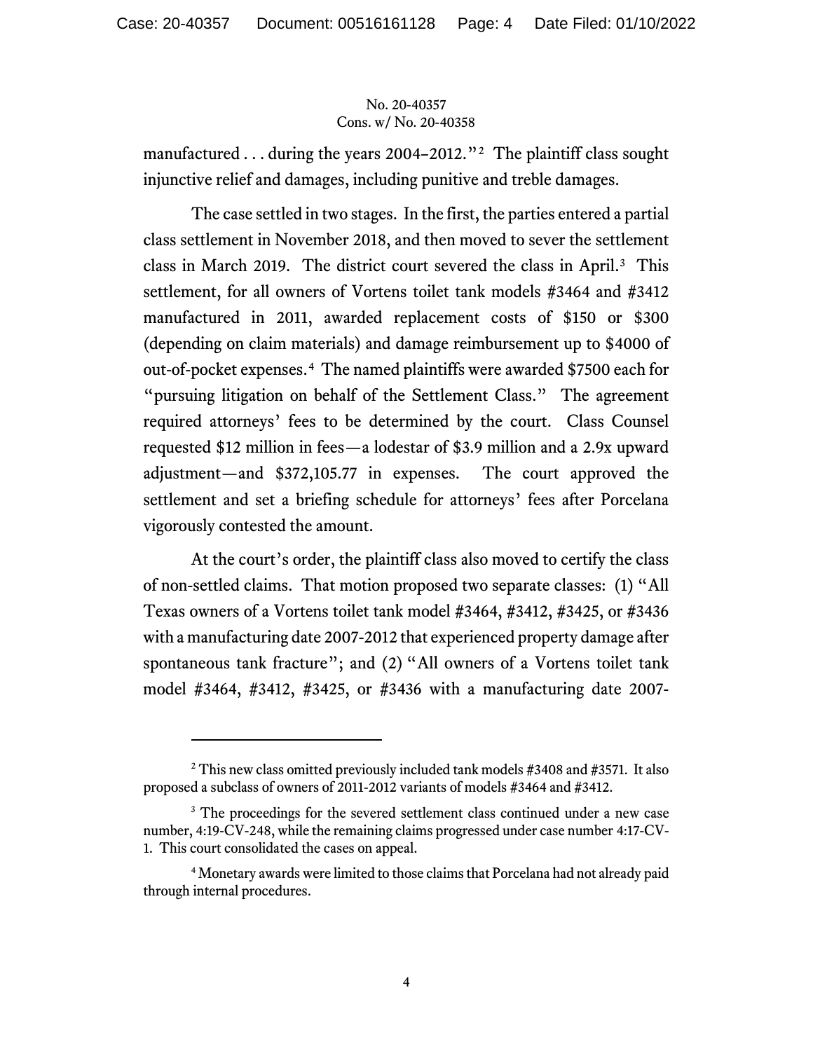manufactured . . . during the years 2004–2012."[2] The plaintiff class sought injunctive relief and damages, including punitive and treble damages.

The case settled in two stages. In the first, the parties entered a partial class settlement in November 2018, and then moved to sever the settlement class in March 2019. The district court severed the class in April.[3] This settlement, for all owners of Vortens toilet tank models #3464 and #3412 manufactured in 2011, awarded replacement costs of $150 or $300 (depending on claim materials) and damage reimbursement up to $4000 of out-of-pocket expenses.[4] The named plaintiffs were awarded $7500 each for "pursuing litigation on behalf of the Settlement Class." The agreement required attorneys' fees to be determined by the court. Class Counsel requested $12 million in fees—a lodestar of $3.9 million and a 2.9x upward adjustment—and $372,105.77 in expenses. The court approved the settlement and set a briefing schedule for attorneys' fees after Porcelana vigorously contested the amount.

At the court's order, the plaintiff class also moved to certify the class of non-settled claims. That motion proposed two separate classes: (1) "All Texas owners of a Vortens toilet tank model #3464, #3412, #3425, or #3436 with a manufacturing date 2007-2012 that experienced property damage after spontaneous tank fracture"; and (2) "All owners of a Vortens toilet tank model #3464, #3412, #3425, or #3436 with a manufacturing date 2007-

---

[2] This new class omitted previously included tank models #3408 and #3571. It also proposed a subclass of owners of 2011-2012 variants of models #3464 and #3412.

[3] The proceedings for the severed settlement class continued under a new case number, 4:19-CV-248, while the remaining claims progressed under case number 4:17-CV-1. This court consolidated the cases on appeal.

[4] Monetary awards were limited to those claims that Porcelana had not already paid through internal procedures.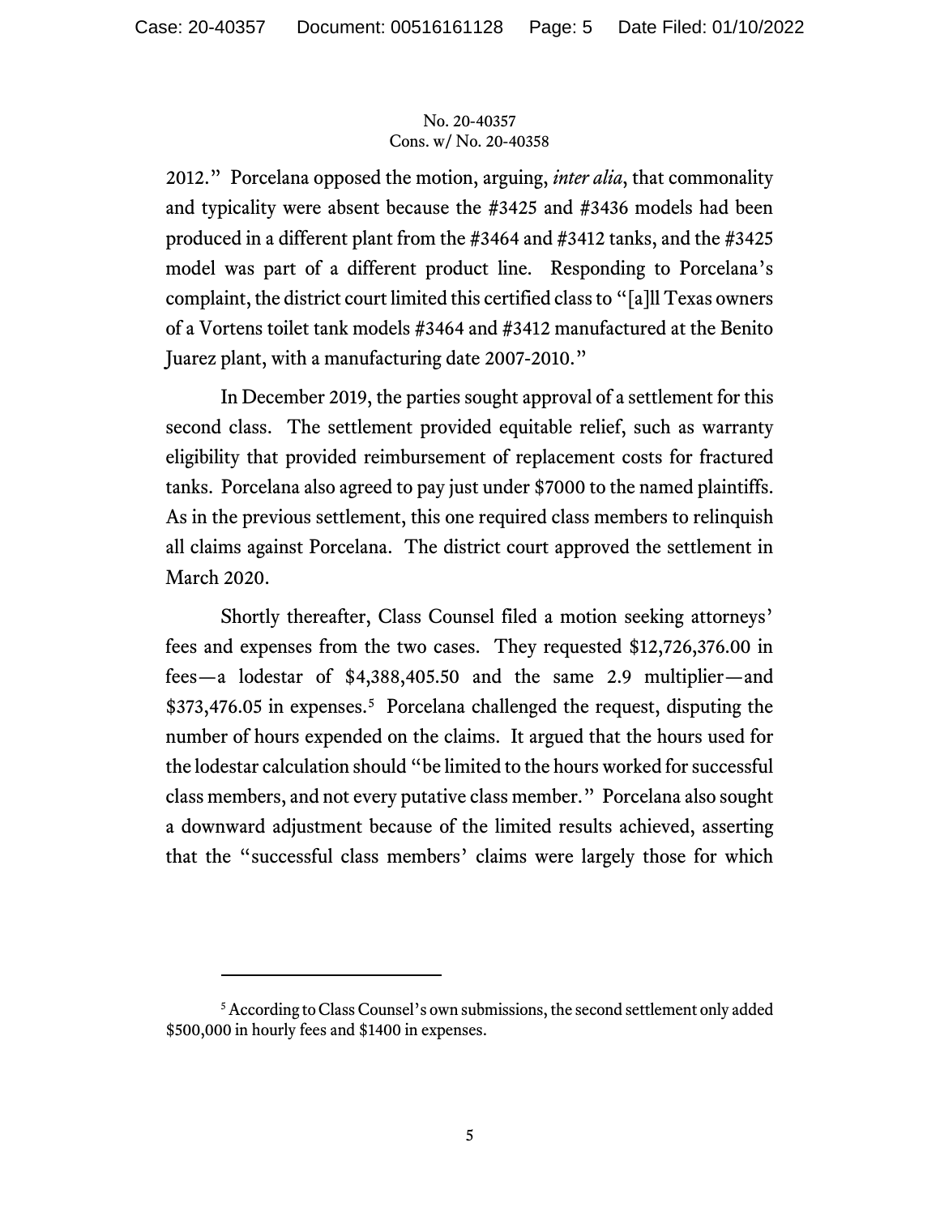2012." Porcelana opposed the motion, arguing, *inter alia*, that commonality and typicality were absent because the #3425 and #3436 models had been produced in a different plant from the #3464 and #3412 tanks, and the #3425 model was part of a different product line. Responding to Porcelana's complaint, the district court limited this certified class to "[a]ll Texas owners of a Vortens toilet tank models #3464 and #3412 manufactured at the Benito Juarez plant, with a manufacturing date 2007-2010."

In December 2019, the parties sought approval of a settlement for this second class. The settlement provided equitable relief, such as warranty eligibility that provided reimbursement of replacement costs for fractured tanks. Porcelana also agreed to pay just under $7000 to the named plaintiffs. As in the previous settlement, this one required class members to relinquish all claims against Porcelana. The district court approved the settlement in March 2020.

Shortly thereafter, Class Counsel filed a motion seeking attorneys' fees and expenses from the two cases. They requested $12,726,376.00 in fees—a lodestar of $4,388,405.50 and the same 2.9 multiplier—and $373,476.05 in expenses.[5] Porcelana challenged the request, disputing the number of hours expended on the claims. It argued that the hours used for the lodestar calculation should "be limited to the hours worked for successful class members, and not every putative class member." Porcelana also sought a downward adjustment because of the limited results achieved, asserting that the "successful class members' claims were largely those for which

---

[5] According to Class Counsel's own submissions, the second settlement only added $500,000 in hourly fees and $1400 in expenses.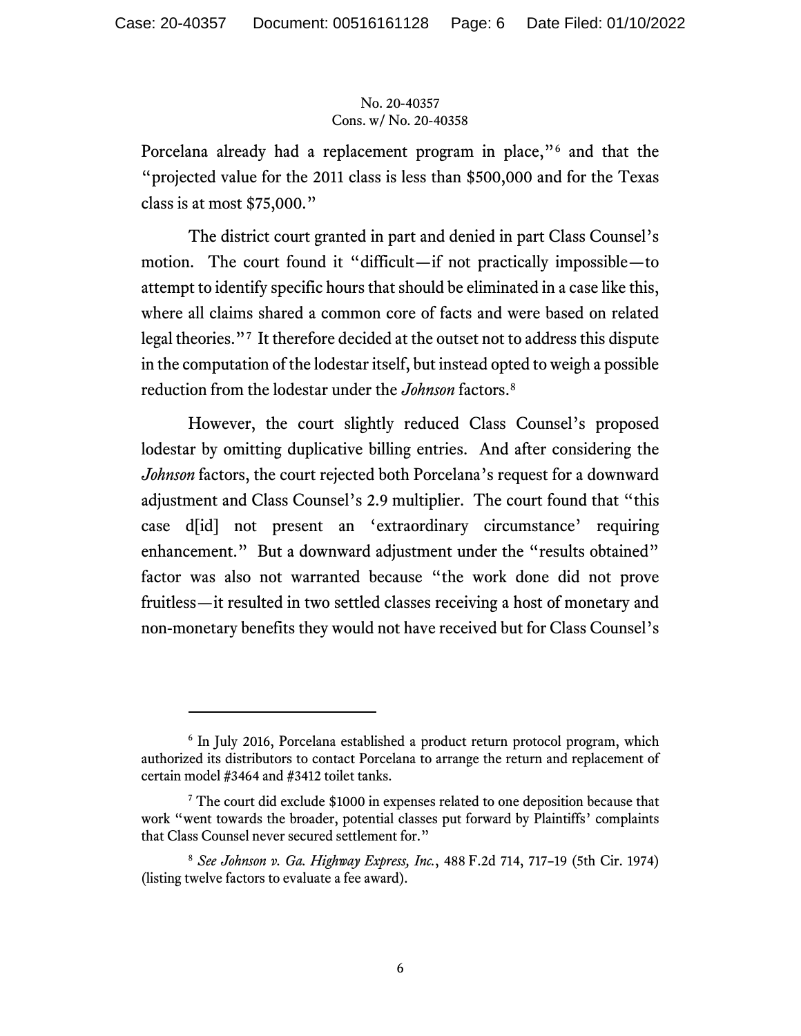Porcelana already had a replacement program in place,"[6] and that the "projected value for the 2011 class is less than $500,000 and for the Texas class is at most $75,000."

The district court granted in part and denied in part Class Counsel's motion. The court found it "difficult—if not practically impossible—to attempt to identify specific hours that should be eliminated in a case like this, where all claims shared a common core of facts and were based on related legal theories."[7] It therefore decided at the outset not to address this dispute in the computation of the lodestar itself, but instead opted to weigh a possible reduction from the lodestar under the *Johnson* factors.[8]

However, the court slightly reduced Class Counsel's proposed lodestar by omitting duplicative billing entries. And after considering the *Johnson* factors, the court rejected both Porcelana's request for a downward adjustment and Class Counsel's 2.9 multiplier. The court found that "this case d[id] not present an 'extraordinary circumstance' requiring enhancement." But a downward adjustment under the "results obtained" factor was also not warranted because "the work done did not prove fruitless—it resulted in two settled classes receiving a host of monetary and non-monetary benefits they would not have received but for Class Counsel's

---

[6] In July 2016, Porcelana established a product return protocol program, which authorized its distributors to contact Porcelana to arrange the return and replacement of certain model #3464 and #3412 toilet tanks.

[7] The court did exclude $1000 in expenses related to one deposition because that work "went towards the broader, potential classes put forward by Plaintiffs' complaints that Class Counsel never secured settlement for."

[8] *See Johnson v. Ga. Highway Express, Inc.*, 488 F.2d 714, 717–19 (5th Cir. 1974) (listing twelve factors to evaluate a fee award).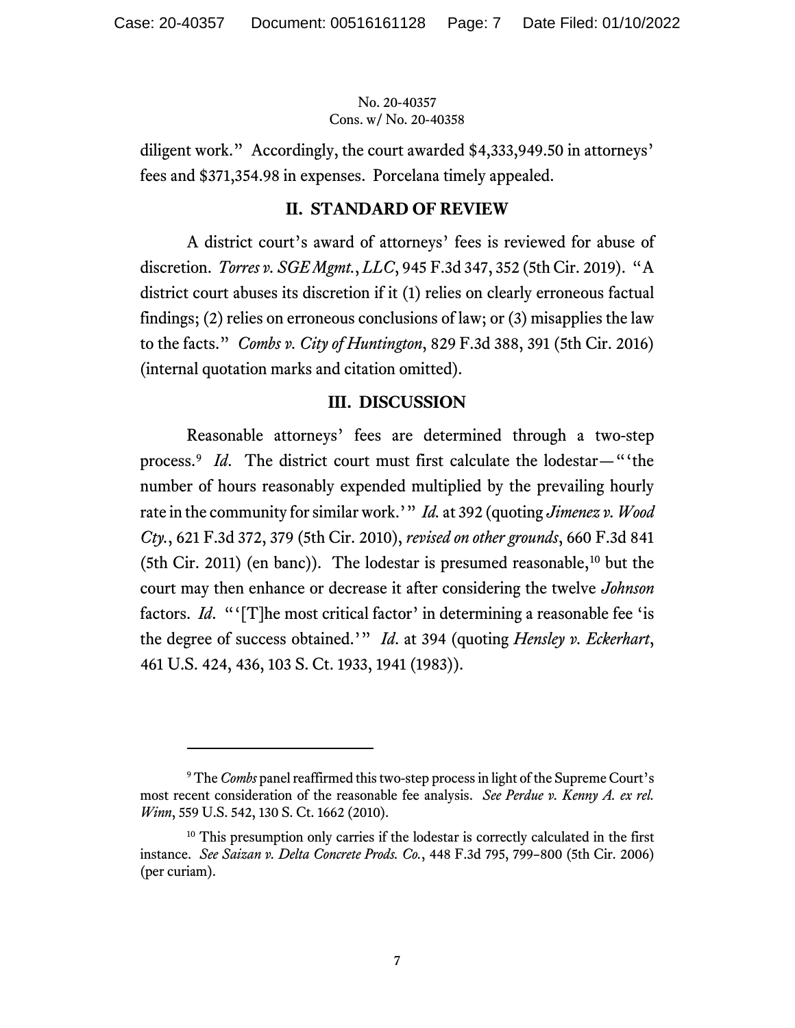diligent work." Accordingly, the court awarded $4,333,949.50 in attorneys' fees and $371,354.98 in expenses. Porcelana timely appealed.

## II. STANDARD OF REVIEW

A district court's award of attorneys' fees is reviewed for abuse of discretion. *Torres v. SGE Mgmt., LLC*, 945 F.3d 347, 352 (5th Cir. 2019). "A district court abuses its discretion if it (1) relies on clearly erroneous factual findings; (2) relies on erroneous conclusions of law; or (3) misapplies the law to the facts." *Combs v. City of Huntington*, 829 F.3d 388, 391 (5th Cir. 2016) (internal quotation marks and citation omitted).

## III. DISCUSSION

Reasonable attorneys' fees are determined through a two-step process.[9] *Id*. The district court must first calculate the lodestar—"'the number of hours reasonably expended multiplied by the prevailing hourly rate in the community for similar work.'" *Id.* at 392 (quoting *Jimenez v. Wood Cty.*, 621 F.3d 372, 379 (5th Cir. 2010), *revised on other grounds*, 660 F.3d 841 (5th Cir. 2011) (en banc)). The lodestar is presumed reasonable,[10] but the court may then enhance or decrease it after considering the twelve *Johnson* factors. *Id*. "'[T]he most critical factor' in determining a reasonable fee 'is the degree of success obtained.'" *Id*. at 394 (quoting *Hensley v. Eckerhart*, 461 U.S. 424, 436, 103 S. Ct. 1933, 1941 (1983)).

---

[9] The *Combs* panel reaffirmed this two-step process in light of the Supreme Court's most recent consideration of the reasonable fee analysis. *See Perdue v. Kenny A. ex rel. Winn*, 559 U.S. 542, 130 S. Ct. 1662 (2010).

[10] This presumption only carries if the lodestar is correctly calculated in the first instance. *See Saizan v. Delta Concrete Prods. Co.*, 448 F.3d 795, 799–800 (5th Cir. 2006) (per curiam).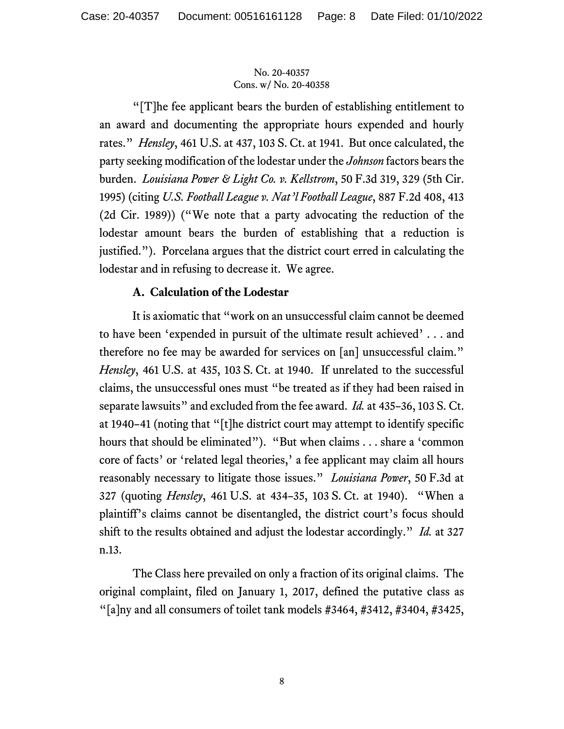"[T]he fee applicant bears the burden of establishing entitlement to an award and documenting the appropriate hours expended and hourly rates." *Hensley*, 461 U.S. at 437, 103 S. Ct. at 1941. But once calculated, the party seeking modification of the lodestar under the *Johnson* factors bears the burden. *Louisiana Power & Light Co. v. Kellstrom*, 50 F.3d 319, 329 (5th Cir. 1995) (citing *U.S. Football League v. Nat'l Football League*, 887 F.2d 408, 413 (2d Cir. 1989)) ("We note that a party advocating the reduction of the lodestar amount bears the burden of establishing that a reduction is justified."). Porcelana argues that the district court erred in calculating the lodestar and in refusing to decrease it. We agree.

### A. Calculation of the Lodestar

It is axiomatic that "work on an unsuccessful claim cannot be deemed to have been 'expended in pursuit of the ultimate result achieved' . . . and therefore no fee may be awarded for services on [an] unsuccessful claim." *Hensley*, 461 U.S. at 435, 103 S. Ct. at 1940. If unrelated to the successful claims, the unsuccessful ones must "be treated as if they had been raised in separate lawsuits" and excluded from the fee award. *Id.* at 435–36, 103 S. Ct. at 1940–41 (noting that "[t]he district court may attempt to identify specific hours that should be eliminated"). "But when claims . . . share a 'common core of facts' or 'related legal theories,' a fee applicant may claim all hours reasonably necessary to litigate those issues." *Louisiana Power*, 50 F.3d at 327 (quoting *Hensley*, 461 U.S. at 434–35, 103 S. Ct. at 1940). "When a plaintiff's claims cannot be disentangled, the district court's focus should shift to the results obtained and adjust the lodestar accordingly." *Id.* at 327 n.13.

The Class here prevailed on only a fraction of its original claims. The original complaint, filed on January 1, 2017, defined the putative class as "[a]ny and all consumers of toilet tank models #3464, #3412, #3404, #3425,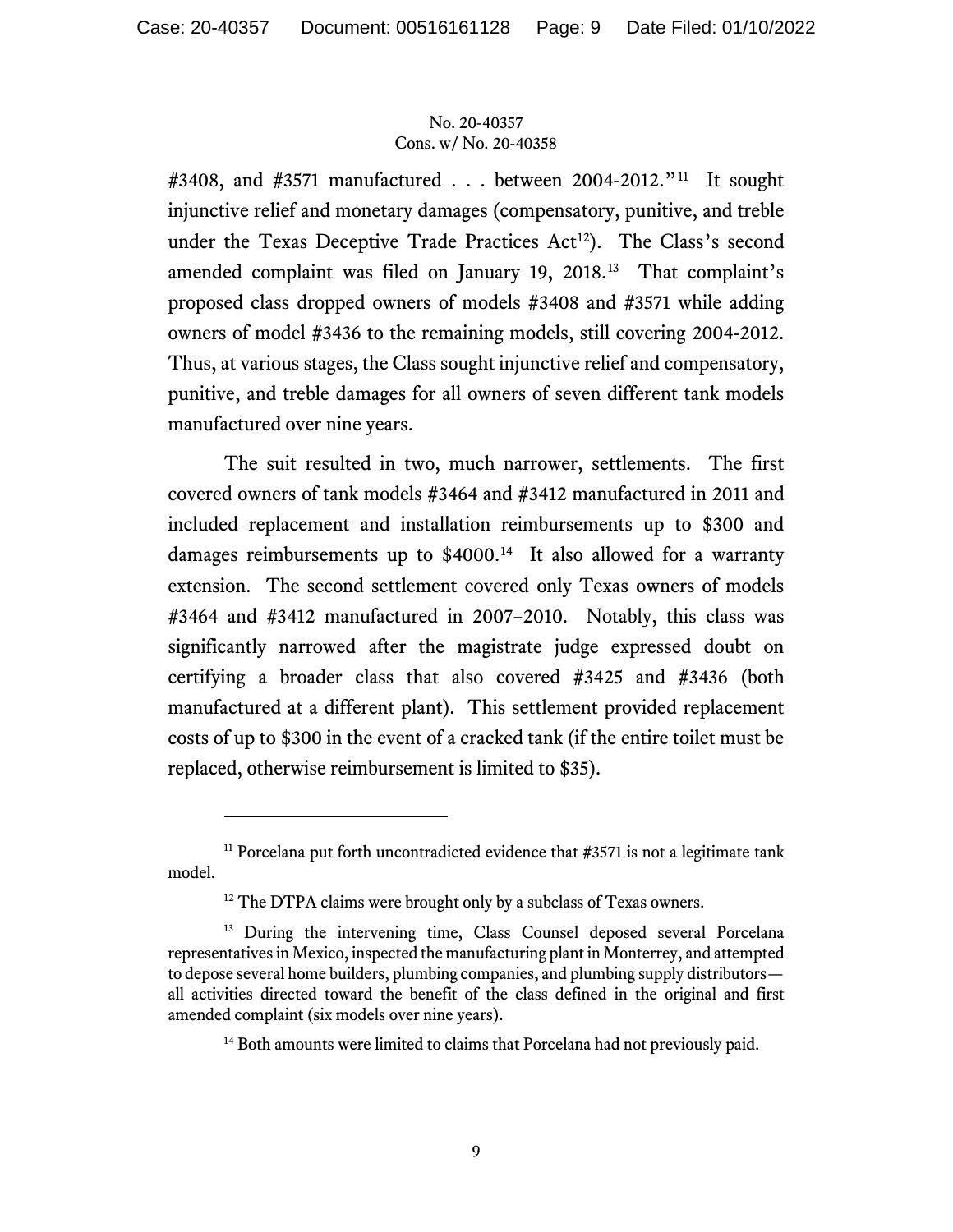#3408, and #3571 manufactured . . . between 2004-2012."[11] It sought injunctive relief and monetary damages (compensatory, punitive, and treble under the Texas Deceptive Trade Practices Act[12]). The Class's second amended complaint was filed on January 19, 2018.[13] That complaint's proposed class dropped owners of models #3408 and #3571 while adding owners of model #3436 to the remaining models, still covering 2004-2012. Thus, at various stages, the Class sought injunctive relief and compensatory, punitive, and treble damages for all owners of seven different tank models manufactured over nine years.

The suit resulted in two, much narrower, settlements. The first covered owners of tank models #3464 and #3412 manufactured in 2011 and included replacement and installation reimbursements up to $300 and damages reimbursements up to $4000.[14] It also allowed for a warranty extension. The second settlement covered only Texas owners of models #3464 and #3412 manufactured in 2007–2010. Notably, this class was significantly narrowed after the magistrate judge expressed doubt on certifying a broader class that also covered #3425 and #3436 (both manufactured at a different plant). This settlement provided replacement costs of up to $300 in the event of a cracked tank (if the entire toilet must be replaced, otherwise reimbursement is limited to $35).

---

[11] Porcelana put forth uncontradicted evidence that #3571 is not a legitimate tank model.

[12] The DTPA claims were brought only by a subclass of Texas owners.

[13] During the intervening time, Class Counsel deposed several Porcelana representatives in Mexico, inspected the manufacturing plant in Monterrey, and attempted to depose several home builders, plumbing companies, and plumbing supply distributors—all activities directed toward the benefit of the class defined in the original and first amended complaint (six models over nine years).

[14] Both amounts were limited to claims that Porcelana had not previously paid.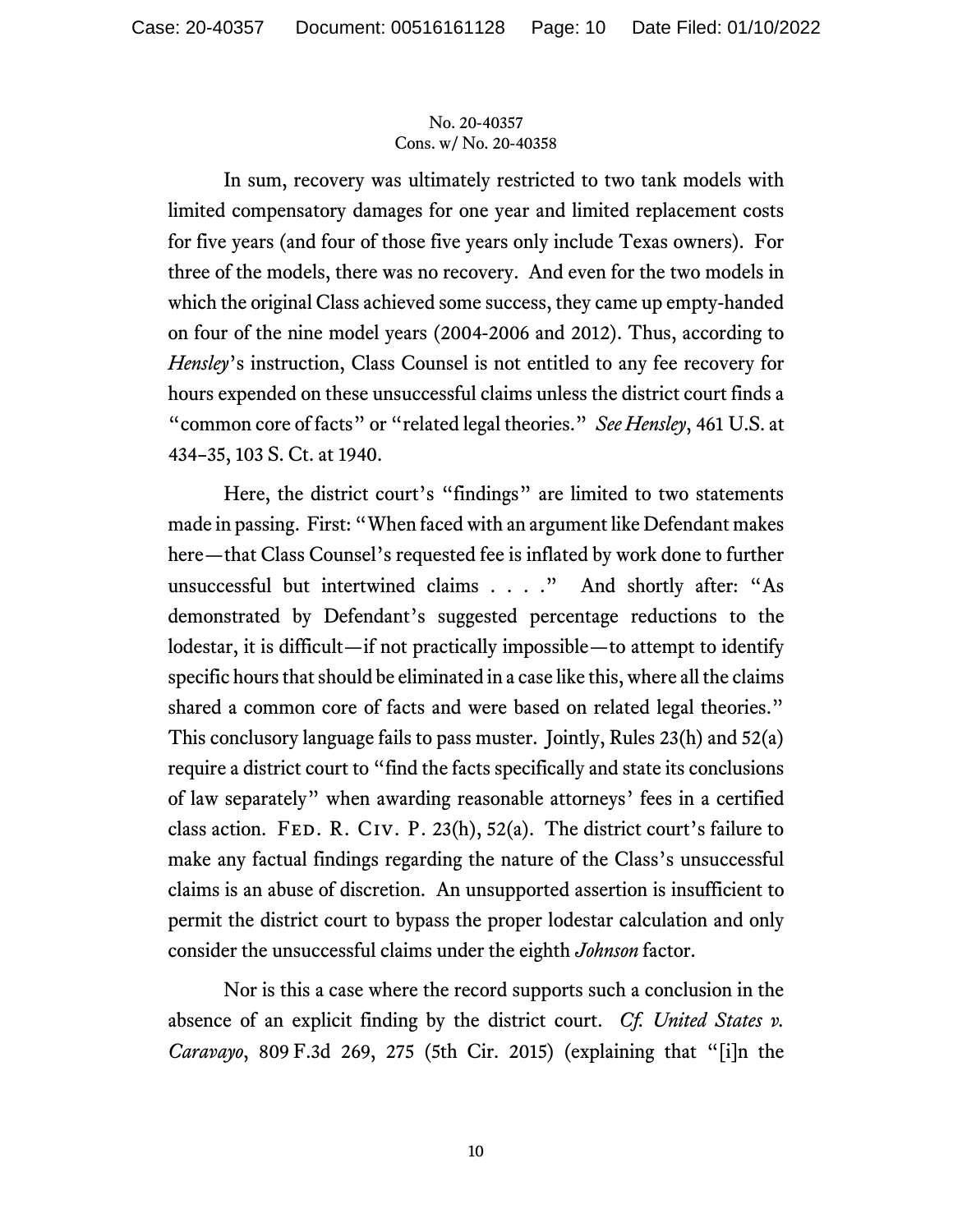In sum, recovery was ultimately restricted to two tank models with limited compensatory damages for one year and limited replacement costs for five years (and four of those five years only include Texas owners). For three of the models, there was no recovery. And even for the two models in which the original Class achieved some success, they came up empty-handed on four of the nine model years (2004-2006 and 2012). Thus, according to *Hensley*'s instruction, Class Counsel is not entitled to any fee recovery for hours expended on these unsuccessful claims unless the district court finds a "common core of facts" or "related legal theories." *See Hensley*, 461 U.S. at 434–35, 103 S. Ct. at 1940.

Here, the district court's "findings" are limited to two statements made in passing. First: "When faced with an argument like Defendant makes here—that Class Counsel's requested fee is inflated by work done to further unsuccessful but intertwined claims . . . ." And shortly after: "As demonstrated by Defendant's suggested percentage reductions to the lodestar, it is difficult—if not practically impossible—to attempt to identify specific hours that should be eliminated in a case like this, where all the claims shared a common core of facts and were based on related legal theories." This conclusory language fails to pass muster. Jointly, Rules 23(h) and 52(a) require a district court to "find the facts specifically and state its conclusions of law separately" when awarding reasonable attorneys' fees in a certified class action. Fed. R. Civ. P. 23(h), 52(a). The district court's failure to make any factual findings regarding the nature of the Class's unsuccessful claims is an abuse of discretion. An unsupported assertion is insufficient to permit the district court to bypass the proper lodestar calculation and only consider the unsuccessful claims under the eighth *Johnson* factor.

Nor is this a case where the record supports such a conclusion in the absence of an explicit finding by the district court. *Cf. United States v. Caravayo*, 809 F.3d 269, 275 (5th Cir. 2015) (explaining that "[i]n the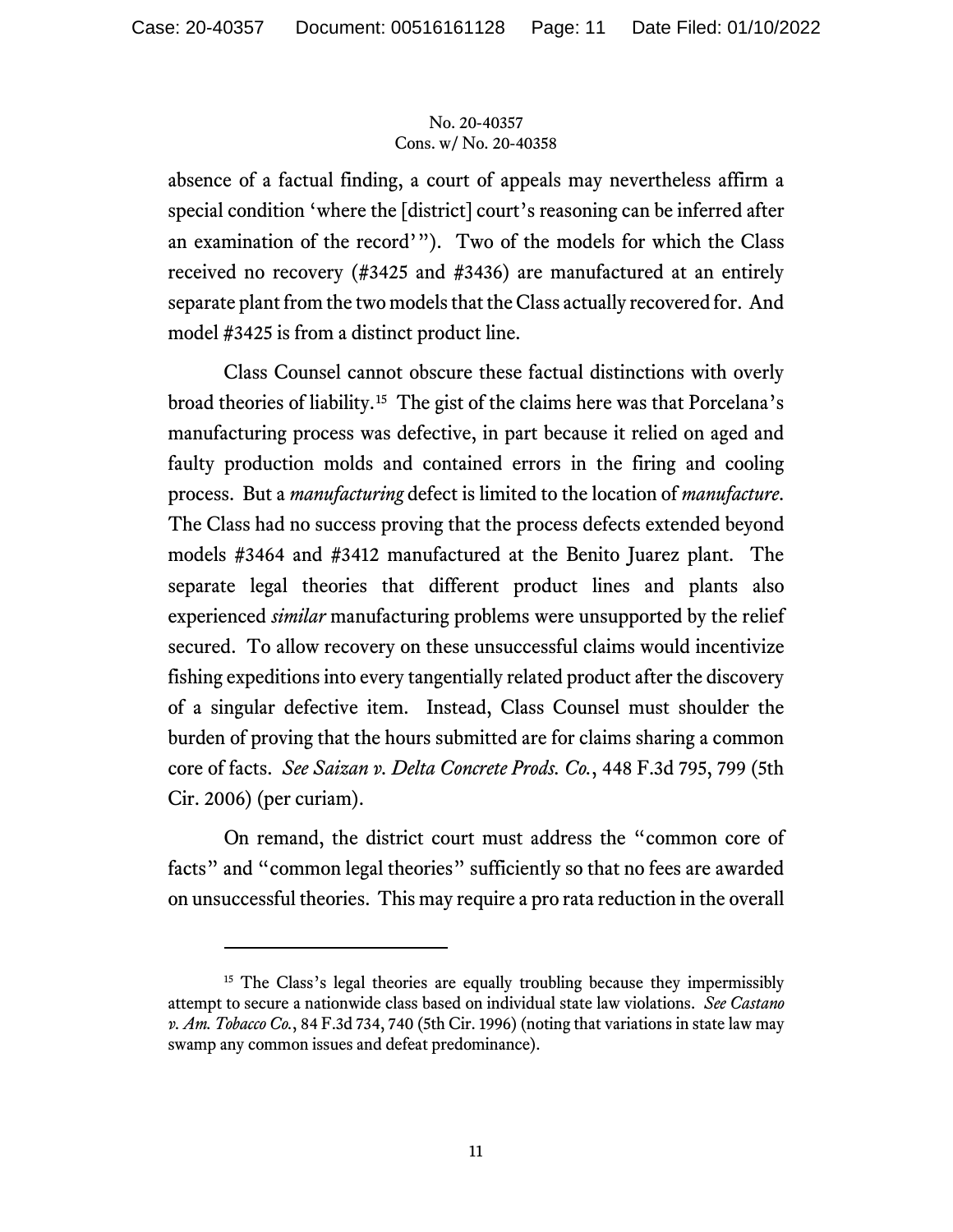absence of a factual finding, a court of appeals may nevertheless affirm a special condition 'where the [district] court's reasoning can be inferred after an examination of the record'"). Two of the models for which the Class received no recovery (#3425 and #3436) are manufactured at an entirely separate plant from the two models that the Class actually recovered for. And model #3425 is from a distinct product line.

Class Counsel cannot obscure these factual distinctions with overly broad theories of liability.[15] The gist of the claims here was that Porcelana's manufacturing process was defective, in part because it relied on aged and faulty production molds and contained errors in the firing and cooling process. But a *manufacturing* defect is limited to the location of *manufacture*. The Class had no success proving that the process defects extended beyond models #3464 and #3412 manufactured at the Benito Juarez plant. The separate legal theories that different product lines and plants also experienced *similar* manufacturing problems were unsupported by the relief secured. To allow recovery on these unsuccessful claims would incentivize fishing expeditions into every tangentially related product after the discovery of a singular defective item. Instead, Class Counsel must shoulder the burden of proving that the hours submitted are for claims sharing a common core of facts. *See Saizan v. Delta Concrete Prods. Co.*, 448 F.3d 795, 799 (5th Cir. 2006) (per curiam).

On remand, the district court must address the "common core of facts" and "common legal theories" sufficiently so that no fees are awarded on unsuccessful theories. This may require a pro rata reduction in the overall

---

[15] The Class's legal theories are equally troubling because they impermissibly attempt to secure a nationwide class based on individual state law violations. *See Castano v. Am. Tobacco Co.*, 84 F.3d 734, 740 (5th Cir. 1996) (noting that variations in state law may swamp any common issues and defeat predominance).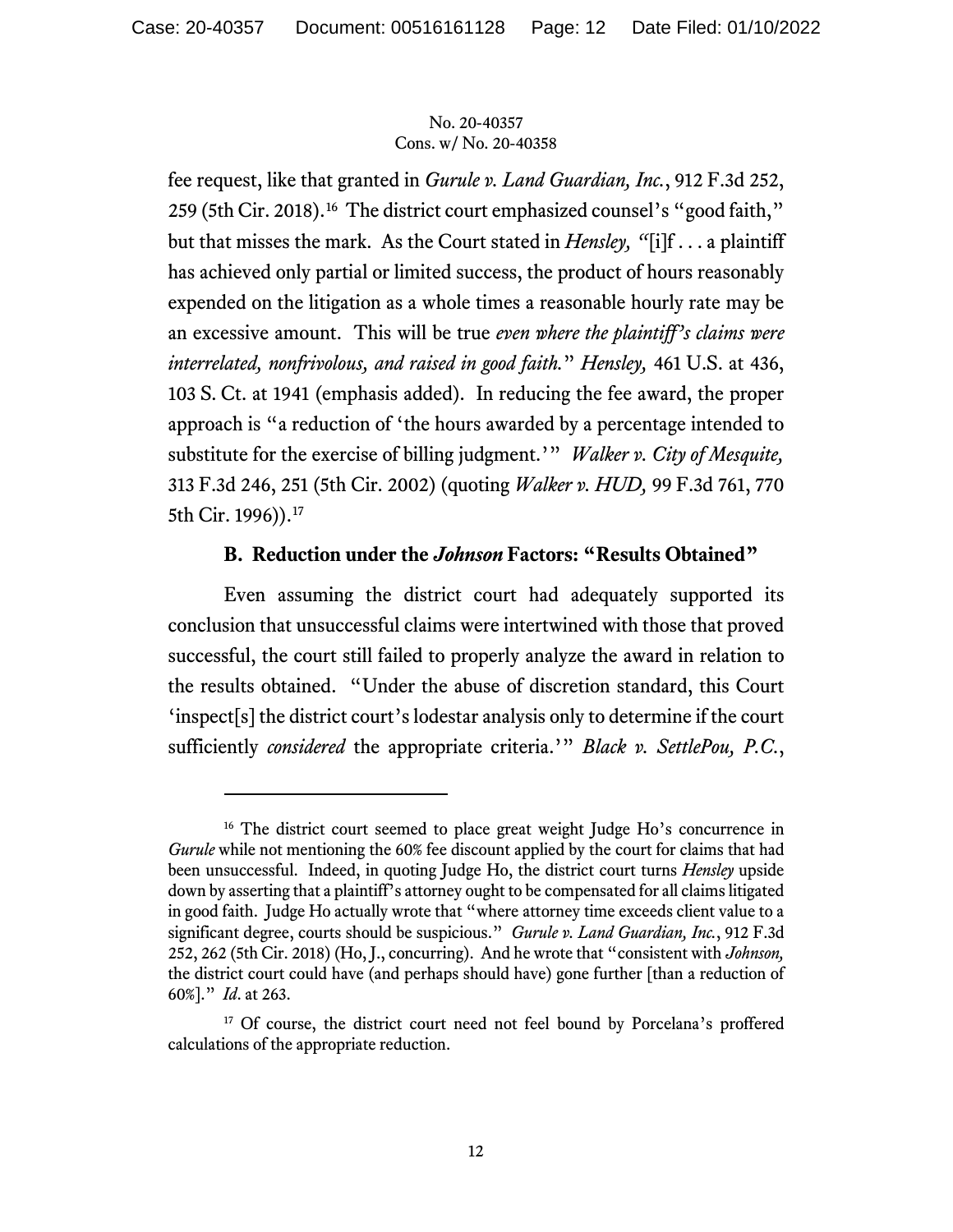fee request, like that granted in *Gurule v. Land Guardian, Inc.*, 912 F.3d 252, 259 (5th Cir. 2018).[16] The district court emphasized counsel's "good faith," but that misses the mark. As the Court stated in *Hensley,* "[i]f . . . a plaintiff has achieved only partial or limited success, the product of hours reasonably expended on the litigation as a whole times a reasonable hourly rate may be an excessive amount. This will be true *even where the plaintiff's claims were interrelated, nonfrivolous, and raised in good faith.*" *Hensley,* 461 U.S. at 436, 103 S. Ct. at 1941 (emphasis added). In reducing the fee award, the proper approach is "a reduction of 'the hours awarded by a percentage intended to substitute for the exercise of billing judgment.'" *Walker v. City of Mesquite,* 313 F.3d 246, 251 (5th Cir. 2002) (quoting *Walker v. HUD,* 99 F.3d 761, 770 5th Cir. 1996)).[17]

### B. Reduction under the *Johnson* Factors: "Results Obtained"

Even assuming the district court had adequately supported its conclusion that unsuccessful claims were intertwined with those that proved successful, the court still failed to properly analyze the award in relation to the results obtained. "Under the abuse of discretion standard, this Court 'inspect[s] the district court's lodestar analysis only to determine if the court sufficiently *considered* the appropriate criteria.'" *Black v. SettlePou, P.C.*,

---

[16] The district court seemed to place great weight Judge Ho's concurrence in *Gurule* while not mentioning the 60% fee discount applied by the court for claims that had been unsuccessful. Indeed, in quoting Judge Ho, the district court turns *Hensley* upside down by asserting that a plaintiff's attorney ought to be compensated for all claims litigated in good faith. Judge Ho actually wrote that "where attorney time exceeds client value to a significant degree, courts should be suspicious." *Gurule v. Land Guardian, Inc.*, 912 F.3d 252, 262 (5th Cir. 2018) (Ho, J., concurring). And he wrote that "consistent with *Johnson,* the district court could have (and perhaps should have) gone further [than a reduction of 60%]." *Id*. at 263.

[17] Of course, the district court need not feel bound by Porcelana's proffered calculations of the appropriate reduction.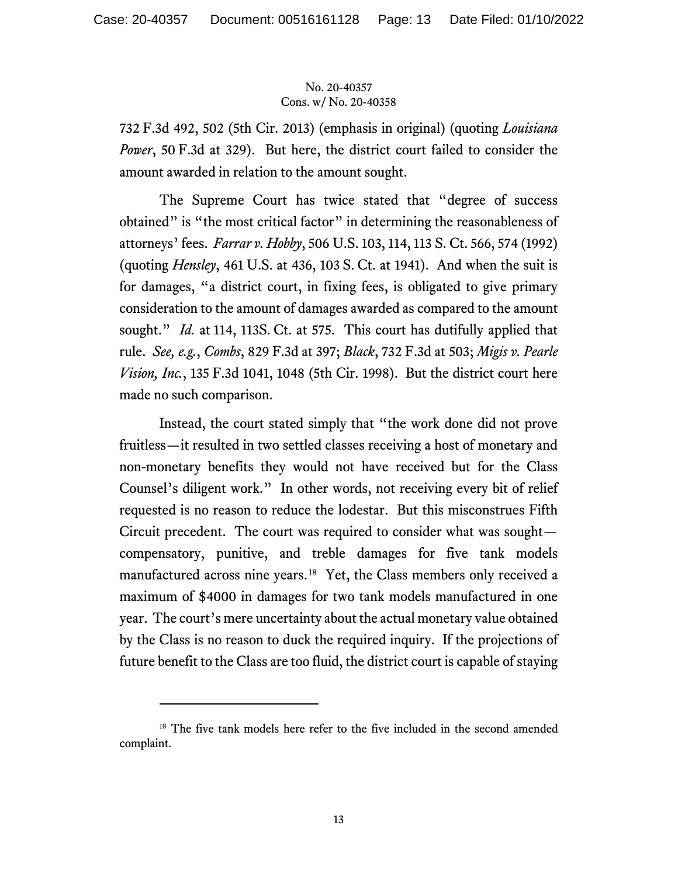732 F.3d 492, 502 (5th Cir. 2013) (emphasis in original) (quoting *Louisiana Power*, 50 F.3d at 329). But here, the district court failed to consider the amount awarded in relation to the amount sought.

The Supreme Court has twice stated that "degree of success obtained" is "the most critical factor" in determining the reasonableness of attorneys' fees. *Farrar v. Hobby*, 506 U.S. 103, 114, 113 S. Ct. 566, 574 (1992) (quoting *Hensley*, 461 U.S. at 436, 103 S. Ct. at 1941). And when the suit is for damages, "a district court, in fixing fees, is obligated to give primary consideration to the amount of damages awarded as compared to the amount sought." *Id.* at 114, 113S. Ct. at 575. This court has dutifully applied that rule. *See, e.g.*, *Combs*, 829 F.3d at 397; *Black*, 732 F.3d at 503; *Migis v. Pearle Vision, Inc.*, 135 F.3d 1041, 1048 (5th Cir. 1998). But the district court here made no such comparison.

Instead, the court stated simply that "the work done did not prove fruitless—it resulted in two settled classes receiving a host of monetary and non-monetary benefits they would not have received but for the Class Counsel's diligent work." In other words, not receiving every bit of relief requested is no reason to reduce the lodestar. But this misconstrues Fifth Circuit precedent. The court was required to consider what was sought—compensatory, punitive, and treble damages for five tank models manufactured across nine years.[18] Yet, the Class members only received a maximum of $4000 in damages for two tank models manufactured in one year. The court's mere uncertainty about the actual monetary value obtained by the Class is no reason to duck the required inquiry. If the projections of future benefit to the Class are too fluid, the district court is capable of staying

[18] The five tank models here refer to the five included in the second amended complaint.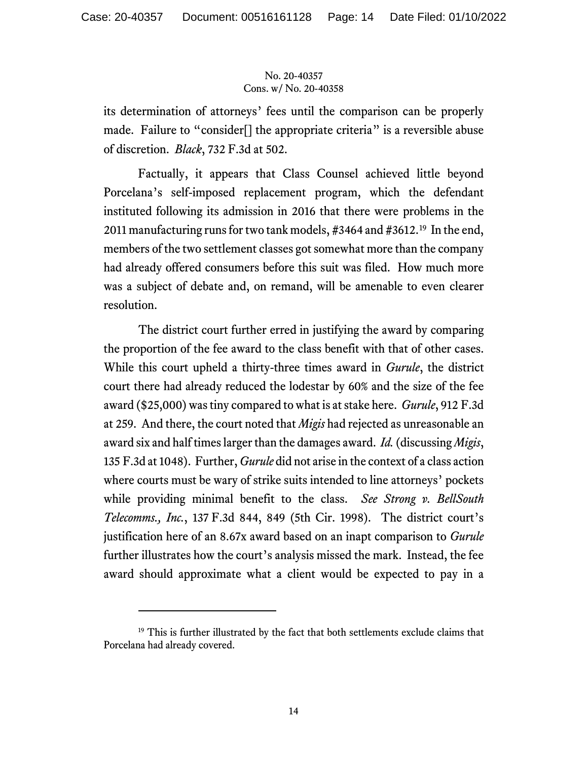its determination of attorneys' fees until the comparison can be properly made. Failure to "consider[] the appropriate criteria" is a reversible abuse of discretion. *Black*, 732 F.3d at 502.

Factually, it appears that Class Counsel achieved little beyond Porcelana's self-imposed replacement program, which the defendant instituted following its admission in 2016 that there were problems in the 2011 manufacturing runs for two tank models, #3464 and #3612.[19] In the end, members of the two settlement classes got somewhat more than the company had already offered consumers before this suit was filed. How much more was a subject of debate and, on remand, will be amenable to even clearer resolution.

The district court further erred in justifying the award by comparing the proportion of the fee award to the class benefit with that of other cases. While this court upheld a thirty-three times award in *Gurule*, the district court there had already reduced the lodestar by 60% and the size of the fee award ($25,000) was tiny compared to what is at stake here. *Gurule*, 912 F.3d at 259. And there, the court noted that *Migis* had rejected as unreasonable an award six and half times larger than the damages award. *Id.* (discussing *Migis*, 135 F.3d at 1048). Further, *Gurule* did not arise in the context of a class action where courts must be wary of strike suits intended to line attorneys' pockets while providing minimal benefit to the class. *See Strong v. BellSouth Telecomms., Inc.*, 137 F.3d 844, 849 (5th Cir. 1998). The district court's justification here of an 8.67x award based on an inapt comparison to *Gurule* further illustrates how the court's analysis missed the mark. Instead, the fee award should approximate what a client would be expected to pay in a

---

[19] This is further illustrated by the fact that both settlements exclude claims that Porcelana had already covered.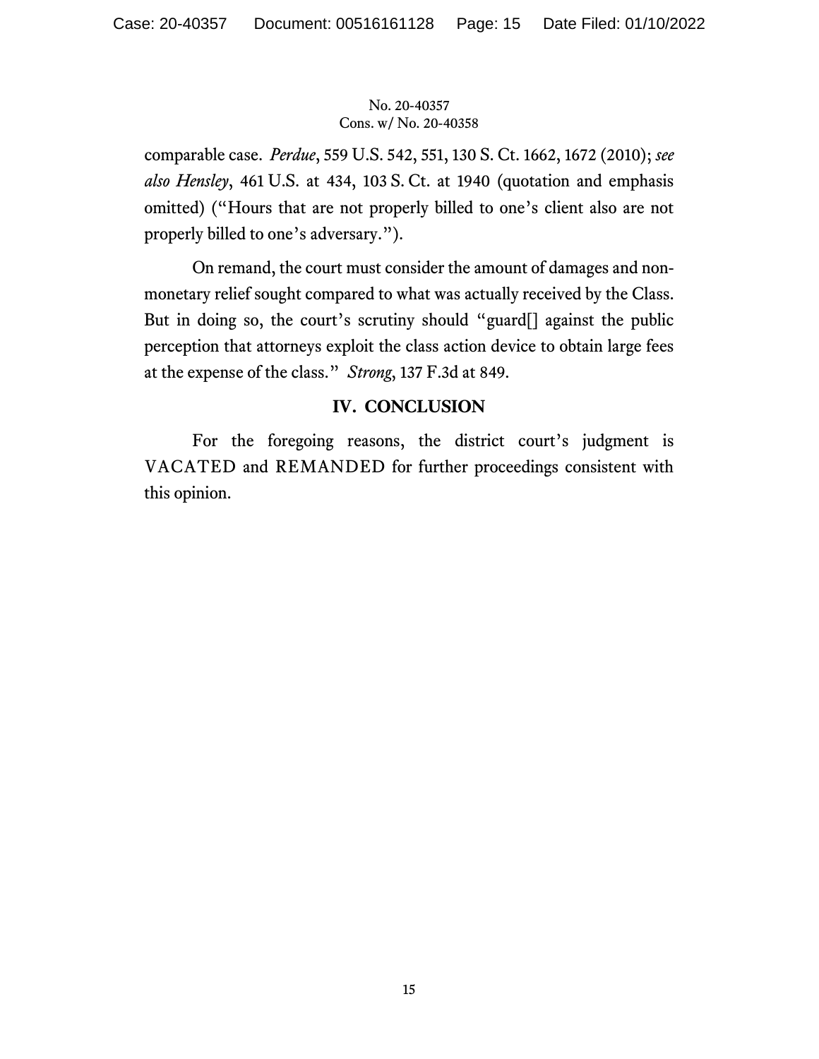comparable case. *Perdue*, 559 U.S. 542, 551, 130 S. Ct. 1662, 1672 (2010); *see also Hensley*, 461 U.S. at 434, 103 S. Ct. at 1940 (quotation and emphasis omitted) ("Hours that are not properly billed to one's client also are not properly billed to one's adversary.").

On remand, the court must consider the amount of damages and non-monetary relief sought compared to what was actually received by the Class. But in doing so, the court's scrutiny should "guard[] against the public perception that attorneys exploit the class action device to obtain large fees at the expense of the class." *Strong*, 137 F.3d at 849.

## IV. CONCLUSION

For the foregoing reasons, the district court's judgment is VACATED and REMANDED for further proceedings consistent with this opinion.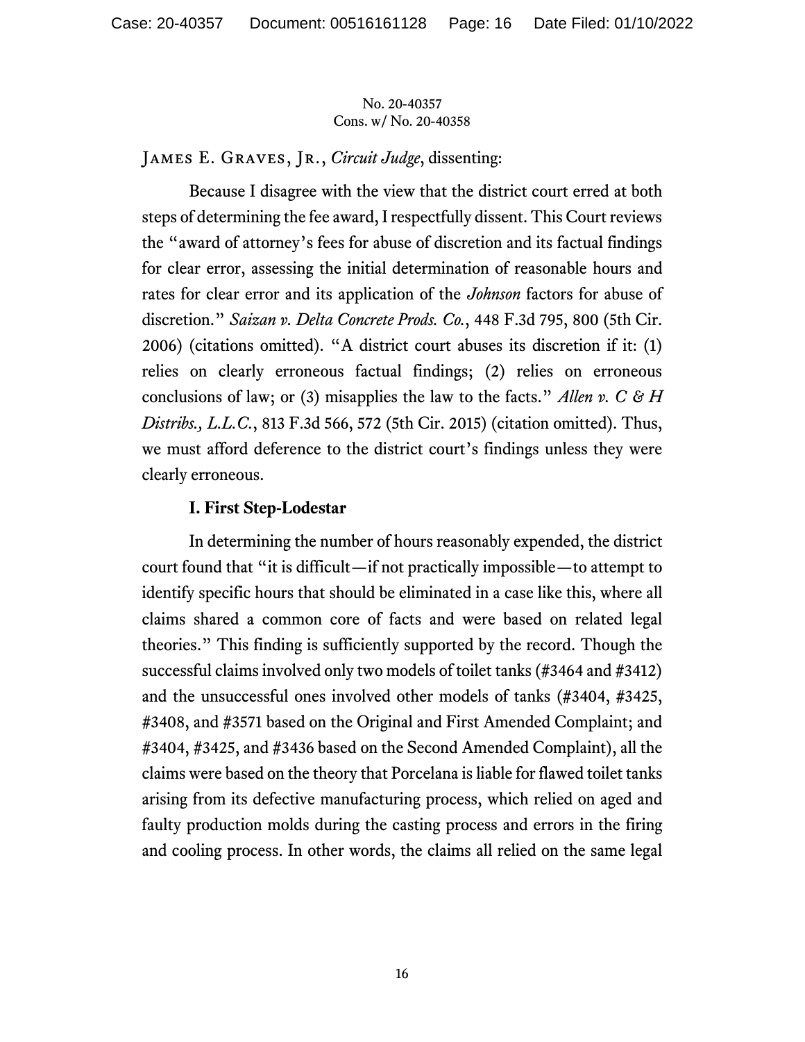No. 20-40357
Cons. w/ No. 20-40358

James E. Graves, Jr., *Circuit Judge*, dissenting:

Because I disagree with the view that the district court erred at both steps of determining the fee award, I respectfully dissent. This Court reviews the "award of attorney's fees for abuse of discretion and its factual findings for clear error, assessing the initial determination of reasonable hours and rates for clear error and its application of the *Johnson* factors for abuse of discretion." *Saizan v. Delta Concrete Prods. Co.*, 448 F.3d 795, 800 (5th Cir. 2006) (citations omitted). "A district court abuses its discretion if it: (1) relies on clearly erroneous factual findings; (2) relies on erroneous conclusions of law; or (3) misapplies the law to the facts." *Allen v. C & H Distribs., L.L.C.*, 813 F.3d 566, 572 (5th Cir. 2015) (citation omitted). Thus, we must afford deference to the district court's findings unless they were clearly erroneous.

**I. First Step-Lodestar**

In determining the number of hours reasonably expended, the district court found that "it is difficult—if not practically impossible—to attempt to identify specific hours that should be eliminated in a case like this, where all claims shared a common core of facts and were based on related legal theories." This finding is sufficiently supported by the record. Though the successful claims involved only two models of toilet tanks (#3464 and #3412) and the unsuccessful ones involved other models of tanks (#3404, #3425, #3408, and #3571 based on the Original and First Amended Complaint; and #3404, #3425, and #3436 based on the Second Amended Complaint), all the claims were based on the theory that Porcelana is liable for flawed toilet tanks arising from its defective manufacturing process, which relied on aged and faulty production molds during the casting process and errors in the firing and cooling process. In other words, the claims all relied on the same legal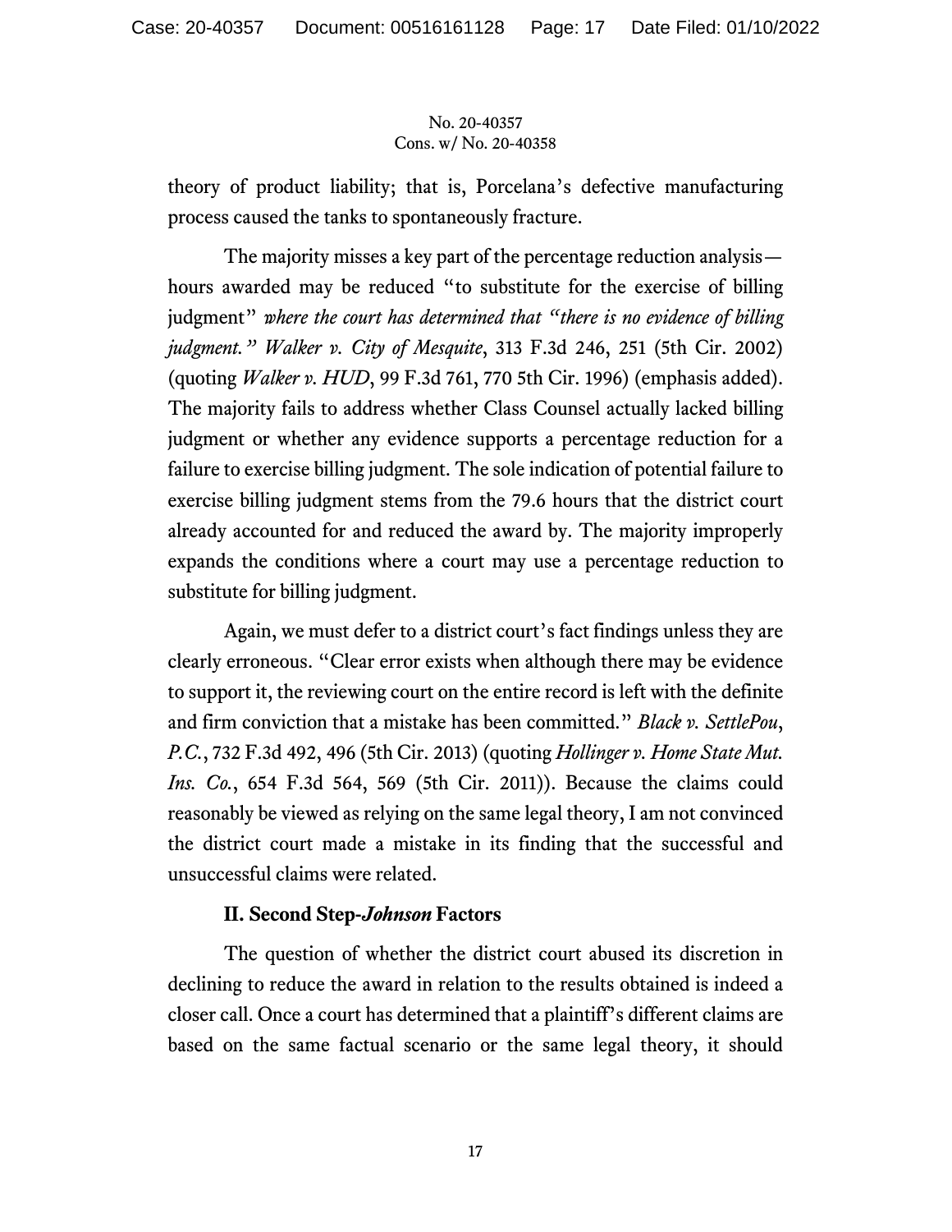theory of product liability; that is, Porcelana's defective manufacturing process caused the tanks to spontaneously fracture.

The majority misses a key part of the percentage reduction analysis—hours awarded may be reduced "to substitute for the exercise of billing judgment" *where the court has determined that "there is no evidence of billing judgment." Walker v. City of Mesquite*, 313 F.3d 246, 251 (5th Cir. 2002) (quoting *Walker v. HUD*, 99 F.3d 761, 770 5th Cir. 1996) (emphasis added). The majority fails to address whether Class Counsel actually lacked billing judgment or whether any evidence supports a percentage reduction for a failure to exercise billing judgment. The sole indication of potential failure to exercise billing judgment stems from the 79.6 hours that the district court already accounted for and reduced the award by. The majority improperly expands the conditions where a court may use a percentage reduction to substitute for billing judgment.

Again, we must defer to a district court's fact findings unless they are clearly erroneous. "Clear error exists when although there may be evidence to support it, the reviewing court on the entire record is left with the definite and firm conviction that a mistake has been committed." *Black v. SettlePou, P.C.*, 732 F.3d 492, 496 (5th Cir. 2013) (quoting *Hollinger v. Home State Mut. Ins. Co.*, 654 F.3d 564, 569 (5th Cir. 2011)). Because the claims could reasonably be viewed as relying on the same legal theory, I am not convinced the district court made a mistake in its finding that the successful and unsuccessful claims were related.

### II. Second Step-*Johnson* Factors

The question of whether the district court abused its discretion in declining to reduce the award in relation to the results obtained is indeed a closer call. Once a court has determined that a plaintiff's different claims are based on the same factual scenario or the same legal theory, it should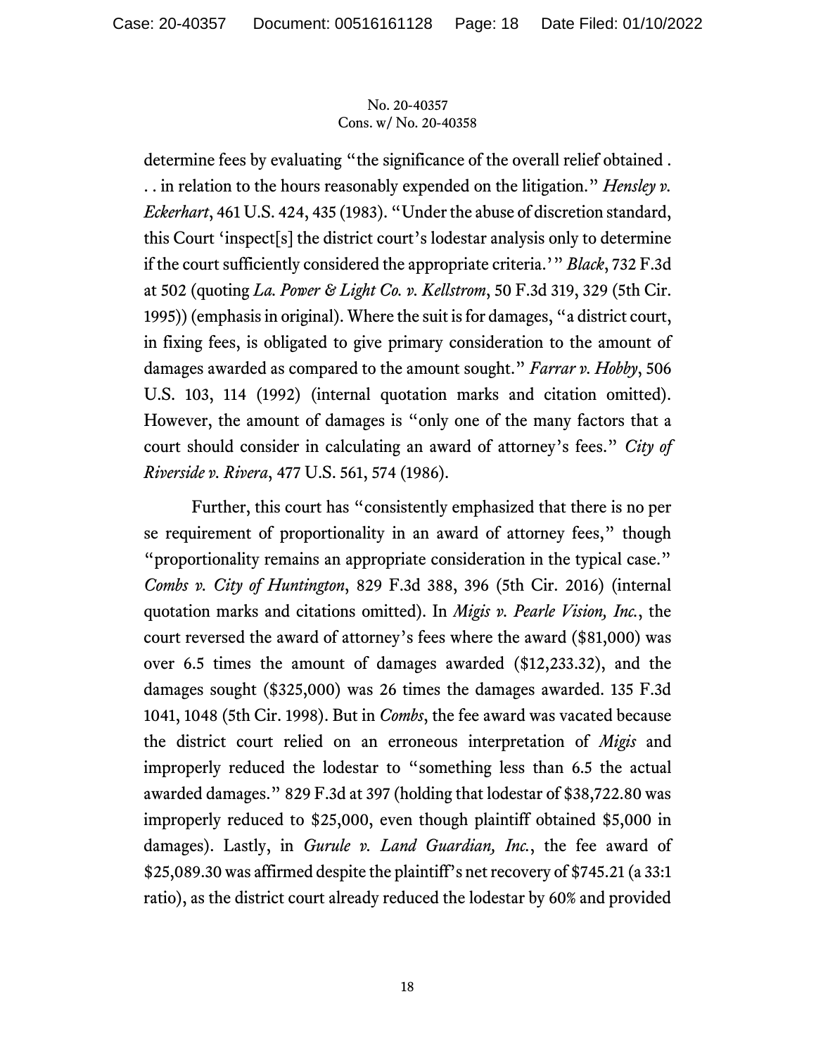determine fees by evaluating "the significance of the overall relief obtained . . . in relation to the hours reasonably expended on the litigation." *Hensley v. Eckerhart*, 461 U.S. 424, 435 (1983). "Under the abuse of discretion standard, this Court 'inspect[s] the district court's lodestar analysis only to determine if the court sufficiently considered the appropriate criteria.'" *Black*, 732 F.3d at 502 (quoting *La. Power & Light Co. v. Kellstrom*, 50 F.3d 319, 329 (5th Cir. 1995)) (emphasis in original). Where the suit is for damages, "a district court, in fixing fees, is obligated to give primary consideration to the amount of damages awarded as compared to the amount sought." *Farrar v. Hobby*, 506 U.S. 103, 114 (1992) (internal quotation marks and citation omitted). However, the amount of damages is "only one of the many factors that a court should consider in calculating an award of attorney's fees." *City of Riverside v. Rivera*, 477 U.S. 561, 574 (1986).

Further, this court has "consistently emphasized that there is no per se requirement of proportionality in an award of attorney fees," though "proportionality remains an appropriate consideration in the typical case." *Combs v. City of Huntington*, 829 F.3d 388, 396 (5th Cir. 2016) (internal quotation marks and citations omitted). In *Migis v. Pearle Vision, Inc.*, the court reversed the award of attorney's fees where the award ($81,000) was over 6.5 times the amount of damages awarded ($12,233.32), and the damages sought ($325,000) was 26 times the damages awarded. 135 F.3d 1041, 1048 (5th Cir. 1998). But in *Combs*, the fee award was vacated because the district court relied on an erroneous interpretation of *Migis* and improperly reduced the lodestar to "something less than 6.5 the actual awarded damages." 829 F.3d at 397 (holding that lodestar of $38,722.80 was improperly reduced to $25,000, even though plaintiff obtained $5,000 in damages). Lastly, in *Gurule v. Land Guardian, Inc.*, the fee award of $25,089.30 was affirmed despite the plaintiff's net recovery of $745.21 (a 33:1 ratio), as the district court already reduced the lodestar by 60% and provided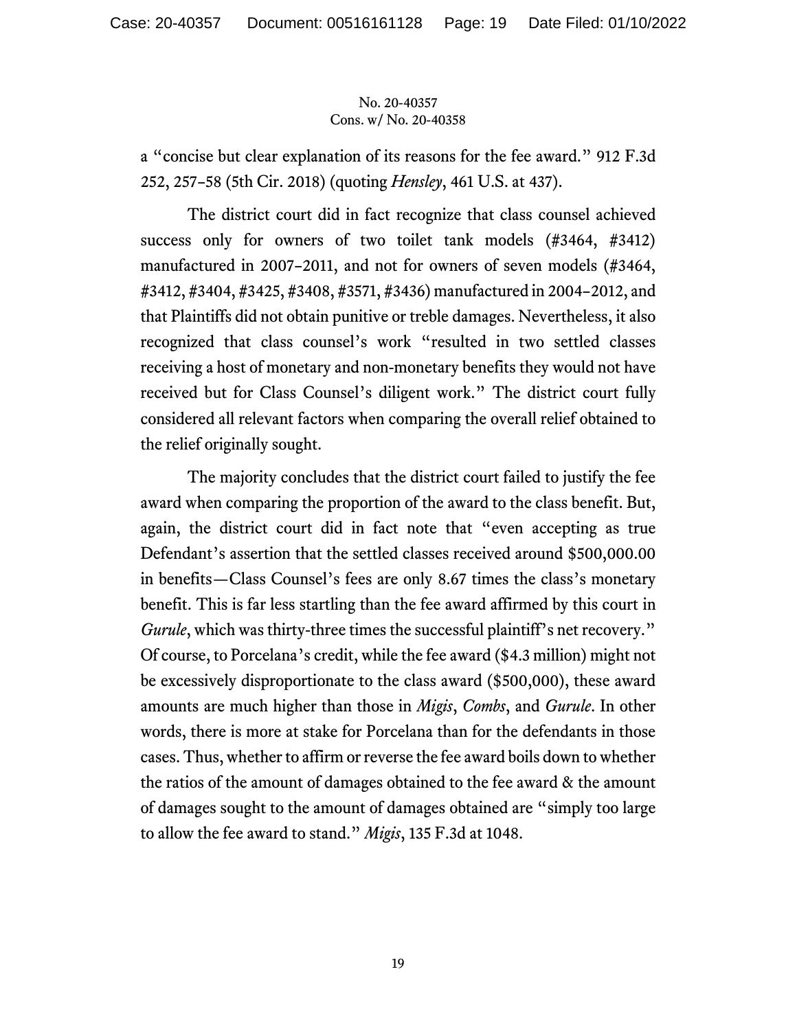a "concise but clear explanation of its reasons for the fee award." 912 F.3d 252, 257–58 (5th Cir. 2018) (quoting *Hensley*, 461 U.S. at 437).

The district court did in fact recognize that class counsel achieved success only for owners of two toilet tank models (#3464, #3412) manufactured in 2007–2011, and not for owners of seven models (#3464, #3412, #3404, #3425, #3408, #3571, #3436) manufactured in 2004–2012, and that Plaintiffs did not obtain punitive or treble damages. Nevertheless, it also recognized that class counsel's work "resulted in two settled classes receiving a host of monetary and non-monetary benefits they would not have received but for Class Counsel's diligent work." The district court fully considered all relevant factors when comparing the overall relief obtained to the relief originally sought.

The majority concludes that the district court failed to justify the fee award when comparing the proportion of the award to the class benefit. But, again, the district court did in fact note that "even accepting as true Defendant's assertion that the settled classes received around $500,000.00 in benefits—Class Counsel's fees are only 8.67 times the class's monetary benefit. This is far less startling than the fee award affirmed by this court in *Gurule*, which was thirty-three times the successful plaintiff's net recovery." Of course, to Porcelana's credit, while the fee award ($4.3 million) might not be excessively disproportionate to the class award ($500,000), these award amounts are much higher than those in *Migis*, *Combs*, and *Gurule*. In other words, there is more at stake for Porcelana than for the defendants in those cases. Thus, whether to affirm or reverse the fee award boils down to whether the ratios of the amount of damages obtained to the fee award & the amount of damages sought to the amount of damages obtained are "simply too large to allow the fee award to stand." *Migis*, 135 F.3d at 1048.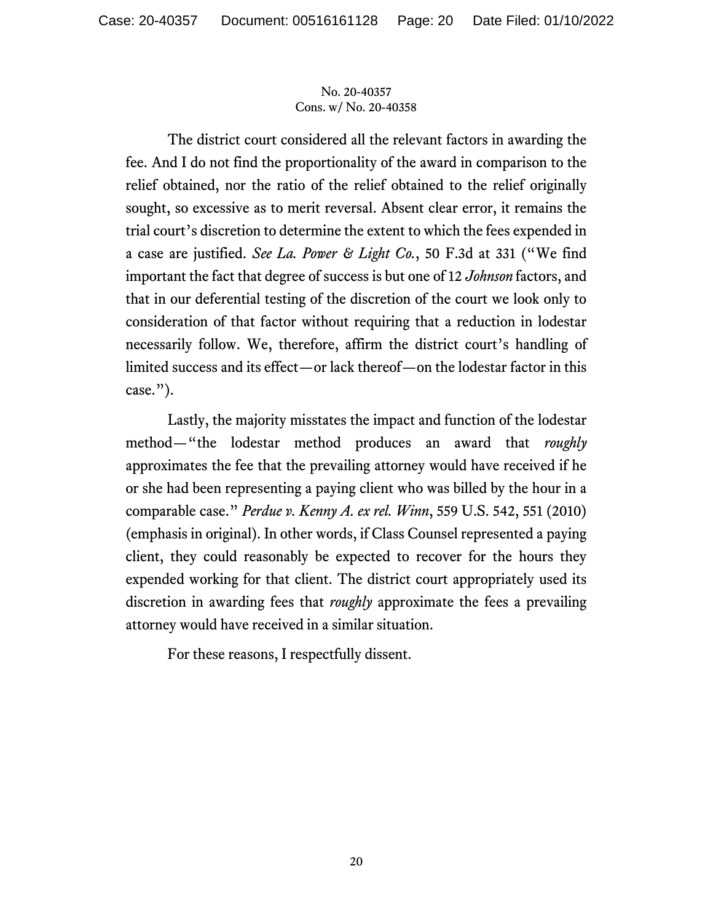The district court considered all the relevant factors in awarding the fee. And I do not find the proportionality of the award in comparison to the relief obtained, nor the ratio of the relief obtained to the relief originally sought, so excessive as to merit reversal. Absent clear error, it remains the trial court's discretion to determine the extent to which the fees expended in a case are justified. *See La. Power & Light Co.*, 50 F.3d at 331 ("We find important the fact that degree of success is but one of 12 *Johnson* factors, and that in our deferential testing of the discretion of the court we look only to consideration of that factor without requiring that a reduction in lodestar necessarily follow. We, therefore, affirm the district court's handling of limited success and its effect—or lack thereof—on the lodestar factor in this case.").

Lastly, the majority misstates the impact and function of the lodestar method—"the lodestar method produces an award that *roughly* approximates the fee that the prevailing attorney would have received if he or she had been representing a paying client who was billed by the hour in a comparable case." *Perdue v. Kenny A. ex rel. Winn*, 559 U.S. 542, 551 (2010) (emphasis in original). In other words, if Class Counsel represented a paying client, they could reasonably be expected to recover for the hours they expended working for that client. The district court appropriately used its discretion in awarding fees that *roughly* approximate the fees a prevailing attorney would have received in a similar situation.

For these reasons, I respectfully dissent.